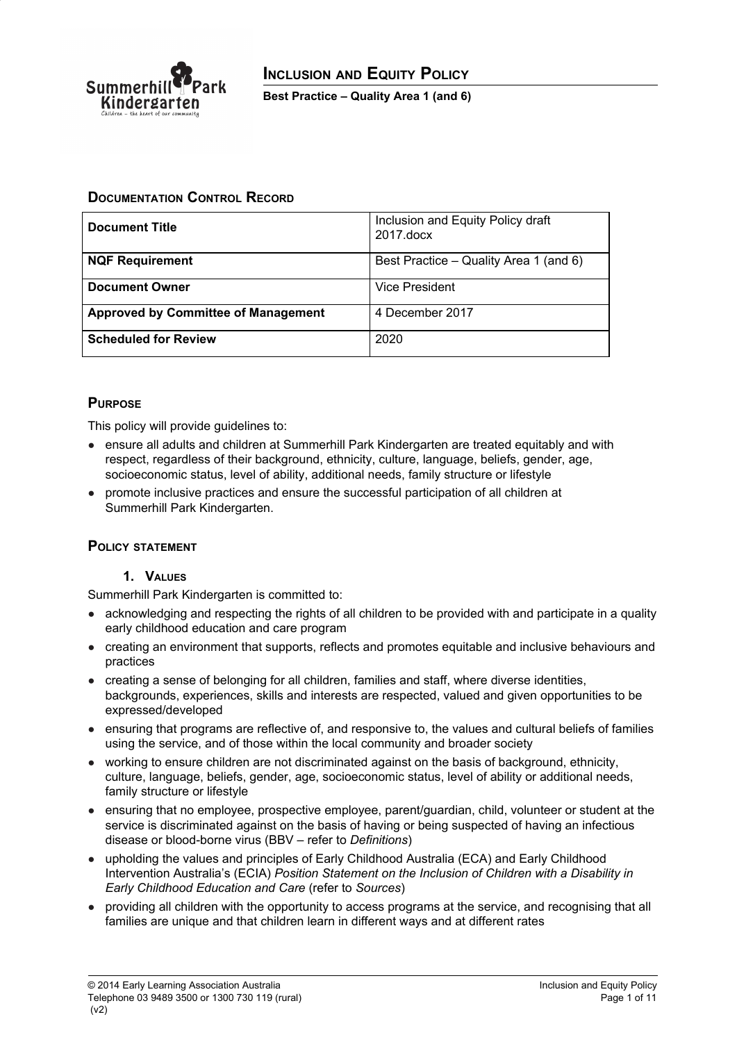# Inclusion and Equity Policy

**Best Practice – Quality Area 1 (and 6)**

## Documentation Control Record

| Document Title | Inclusion and Equity Policy draft 2017.docx |
|---|---|
| **NQF Requirement** | Best Practice – Quality Area 1 (and 6) |
| **Document Owner** | Vice President |
| **Approved by Committee of Management** | 4 December 2017 |
| **Scheduled for Review** | 2020 |

## Purpose

This policy will provide guidelines to:

- ensure all adults and children at Summerhill Park Kindergarten are treated equitably and with respect, regardless of their background, ethnicity, culture, language, beliefs, gender, age, socioeconomic status, level of ability, additional needs, family structure or lifestyle
- promote inclusive practices and ensure the successful participation of all children at Summerhill Park Kindergarten.

## Policy statement

### 1. Values

Summerhill Park Kindergarten is committed to:

- acknowledging and respecting the rights of all children to be provided with and participate in a quality early childhood education and care program
- creating an environment that supports, reflects and promotes equitable and inclusive behaviours and practices
- creating a sense of belonging for all children, families and staff, where diverse identities, backgrounds, experiences, skills and interests are respected, valued and given opportunities to be expressed/developed
- ensuring that programs are reflective of, and responsive to, the values and cultural beliefs of families using the service, and of those within the local community and broader society
- working to ensure children are not discriminated against on the basis of background, ethnicity, culture, language, beliefs, gender, age, socioeconomic status, level of ability or additional needs, family structure or lifestyle
- ensuring that no employee, prospective employee, parent/guardian, child, volunteer or student at the service is discriminated against on the basis of having or being suspected of having an infectious disease or blood-borne virus (BBV – refer to *Definitions*)
- upholding the values and principles of Early Childhood Australia (ECA) and Early Childhood Intervention Australia's (ECIA) *Position Statement on the Inclusion of Children with a Disability in Early Childhood Education and Care* (refer to *Sources*)
- providing all children with the opportunity to access programs at the service, and recognising that all families are unique and that children learn in different ways and at different rates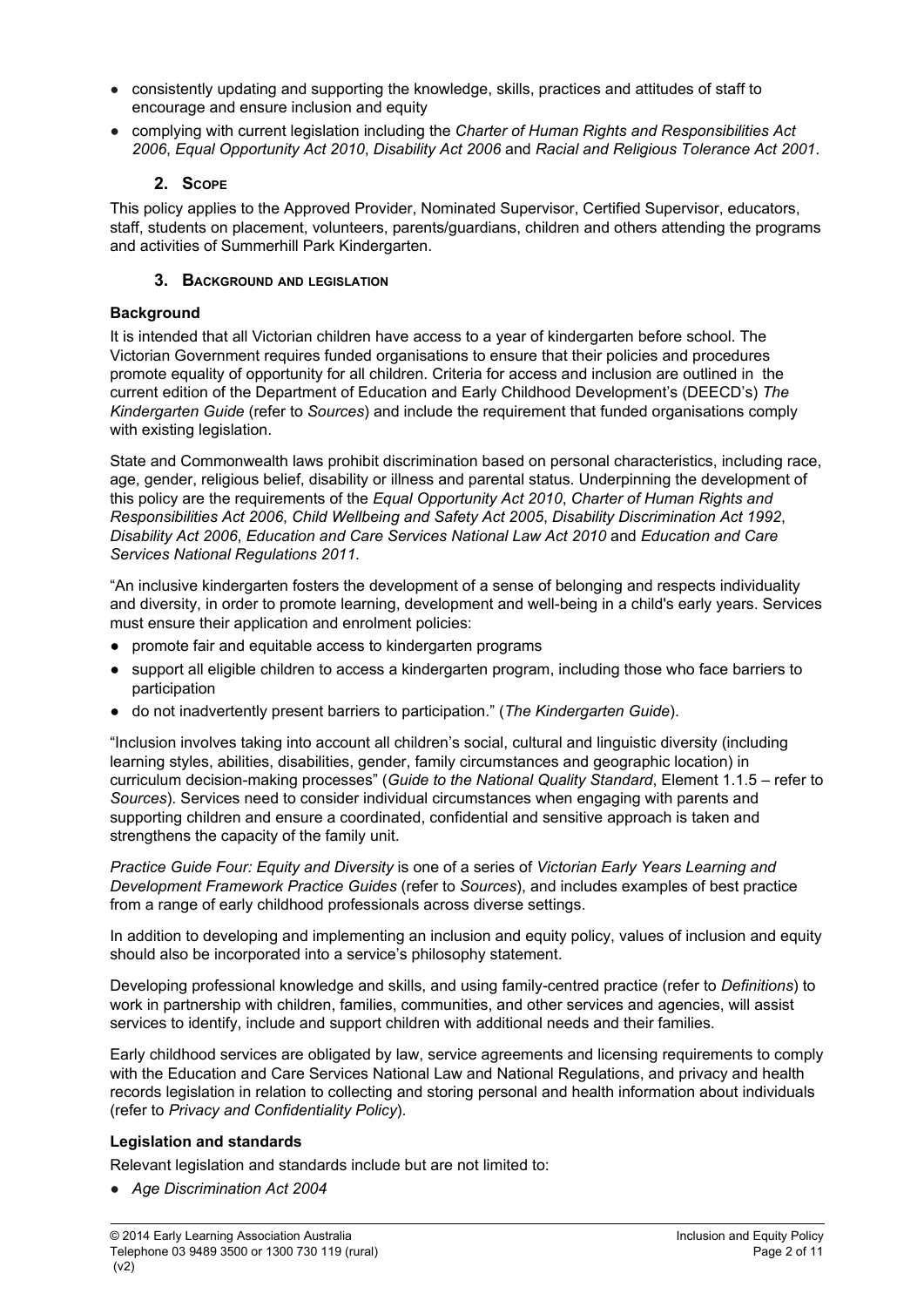- consistently updating and supporting the knowledge, skills, practices and attitudes of staff to encourage and ensure inclusion and equity
- complying with current legislation including the *Charter of Human Rights and Responsibilities Act 2006*, *Equal Opportunity Act 2010*, *Disability Act 2006* and *Racial and Religious Tolerance Act 2001*.

## 2. Scope

This policy applies to the Approved Provider, Nominated Supervisor, Certified Supervisor, educators, staff, students on placement, volunteers, parents/guardians, children and others attending the programs and activities of Summerhill Park Kindergarten.

## 3. Background and legislation

### Background

It is intended that all Victorian children have access to a year of kindergarten before school. The Victorian Government requires funded organisations to ensure that their policies and procedures promote equality of opportunity for all children. Criteria for access and inclusion are outlined in the current edition of the Department of Education and Early Childhood Development's (DEECD's) *The Kindergarten Guide* (refer to *Sources*) and include the requirement that funded organisations comply with existing legislation.

State and Commonwealth laws prohibit discrimination based on personal characteristics, including race, age, gender, religious belief, disability or illness and parental status. Underpinning the development of this policy are the requirements of the *Equal Opportunity Act 2010*, *Charter of Human Rights and Responsibilities Act 2006*, *Child Wellbeing and Safety Act 2005*, *Disability Discrimination Act 1992*, *Disability Act 2006*, *Education and Care Services National Law Act 2010* and *Education and Care Services National Regulations 2011.*

"An inclusive kindergarten fosters the development of a sense of belonging and respects individuality and diversity, in order to promote learning, development and well-being in a child's early years. Services must ensure their application and enrolment policies:

- promote fair and equitable access to kindergarten programs
- support all eligible children to access a kindergarten program, including those who face barriers to participation
- do not inadvertently present barriers to participation." (*The Kindergarten Guide*).

"Inclusion involves taking into account all children's social, cultural and linguistic diversity (including learning styles, abilities, disabilities, gender, family circumstances and geographic location) in curriculum decision-making processes" (*Guide to the National Quality Standard*, Element 1.1.5 – refer to *Sources*). Services need to consider individual circumstances when engaging with parents and supporting children and ensure a coordinated, confidential and sensitive approach is taken and strengthens the capacity of the family unit.

*Practice Guide Four: Equity and Diversity* is one of a series of *Victorian Early Years Learning and Development Framework Practice Guides* (refer to *Sources*), and includes examples of best practice from a range of early childhood professionals across diverse settings.

In addition to developing and implementing an inclusion and equity policy, values of inclusion and equity should also be incorporated into a service's philosophy statement.

Developing professional knowledge and skills, and using family-centred practice (refer to *Definitions*) to work in partnership with children, families, communities, and other services and agencies, will assist services to identify, include and support children with additional needs and their families.

Early childhood services are obligated by law, service agreements and licensing requirements to comply with the Education and Care Services National Law and National Regulations, and privacy and health records legislation in relation to collecting and storing personal and health information about individuals (refer to *Privacy and Confidentiality Policy*).

### Legislation and standards

Relevant legislation and standards include but are not limited to:

- *Age Discrimination Act 2004*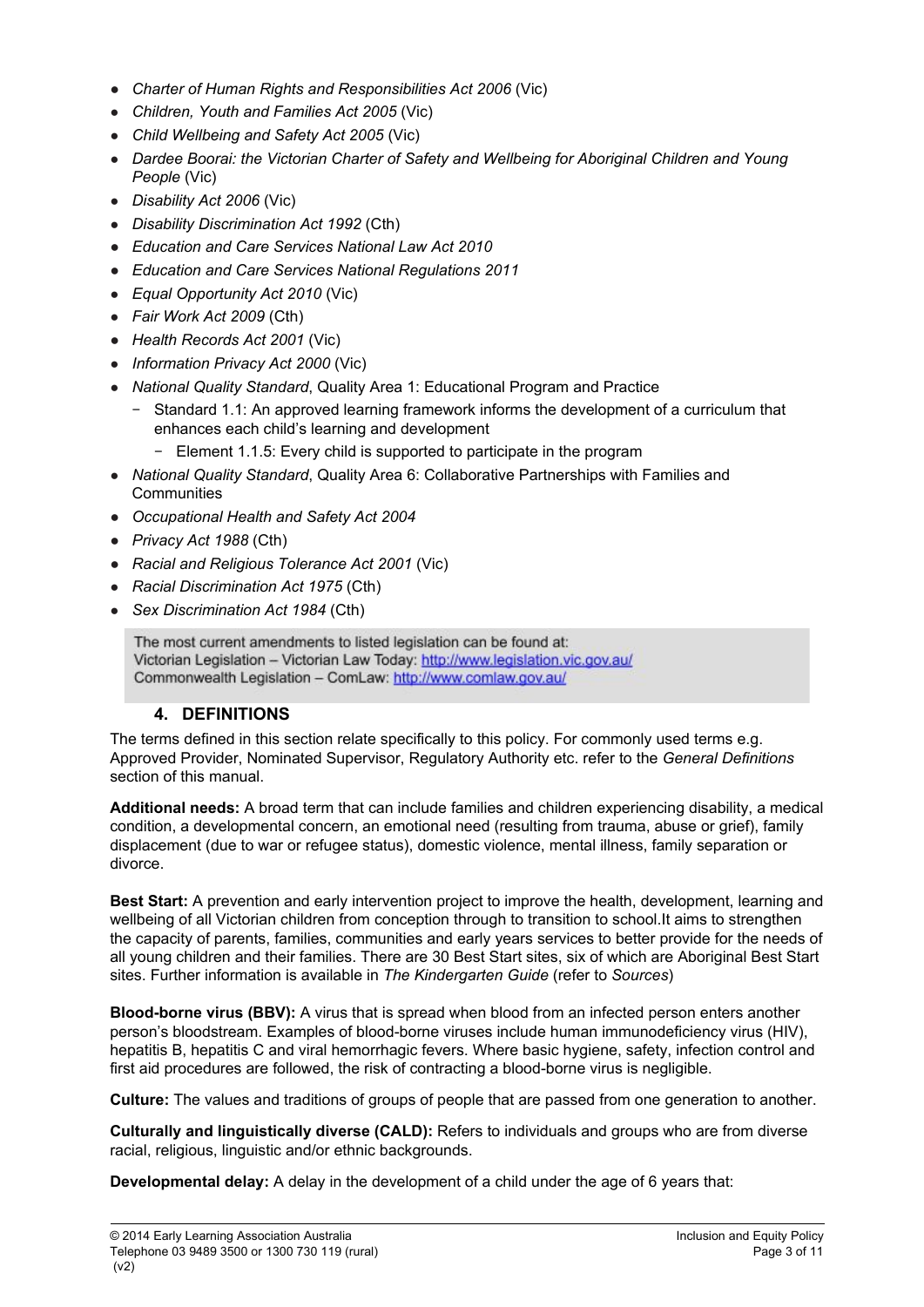- *Charter of Human Rights and Responsibilities Act 2006* (Vic)
- *Children, Youth and Families Act 2005* (Vic)
- *Child Wellbeing and Safety Act 2005* (Vic)
- *Dardee Boorai: the Victorian Charter of Safety and Wellbeing for Aboriginal Children and Young People* (Vic)
- *Disability Act 2006* (Vic)
- *Disability Discrimination Act 1992* (Cth)
- *Education and Care Services National Law Act 2010*
- *Education and Care Services National Regulations 2011*
- *Equal Opportunity Act 2010* (Vic)
- *Fair Work Act 2009* (Cth)
- *Health Records Act 2001* (Vic)
- *Information Privacy Act 2000* (Vic)
- *National Quality Standard*, Quality Area 1: Educational Program and Practice
  - Standard 1.1: An approved learning framework informs the development of a curriculum that enhances each child's learning and development
    - Element 1.1.5: Every child is supported to participate in the program
- *National Quality Standard*, Quality Area 6: Collaborative Partnerships with Families and Communities
- *Occupational Health and Safety Act 2004*
- *Privacy Act 1988* (Cth)
- *Racial and Religious Tolerance Act 2001* (Vic)
- *Racial Discrimination Act 1975* (Cth)
- *Sex Discrimination Act 1984* (Cth)

> The most current amendments to listed legislation can be found at:
> Victorian Legislation – Victorian Law Today: http://www.legislation.vic.gov.au/
> Commonwealth Legislation – ComLaw: http://www.comlaw.gov.au/

## 4. DEFINITIONS

The terms defined in this section relate specifically to this policy. For commonly used terms e.g. Approved Provider, Nominated Supervisor, Regulatory Authority etc. refer to the *General Definitions* section of this manual.

**Additional needs:** A broad term that can include families and children experiencing disability, a medical condition, a developmental concern, an emotional need (resulting from trauma, abuse or grief), family displacement (due to war or refugee status), domestic violence, mental illness, family separation or divorce.

**Best Start:** A prevention and early intervention project to improve the health, development, learning and wellbeing of all Victorian children from conception through to transition to school.It aims to strengthen the capacity of parents, families, communities and early years services to better provide for the needs of all young children and their families. There are 30 Best Start sites, six of which are Aboriginal Best Start sites. Further information is available in *The Kindergarten Guide* (refer to *Sources*)

**Blood-borne virus (BBV):** A virus that is spread when blood from an infected person enters another person's bloodstream. Examples of blood-borne viruses include human immunodeficiency virus (HIV), hepatitis B, hepatitis C and viral hemorrhagic fevers. Where basic hygiene, safety, infection control and first aid procedures are followed, the risk of contracting a blood-borne virus is negligible.

**Culture:** The values and traditions of groups of people that are passed from one generation to another.

**Culturally and linguistically diverse (CALD):** Refers to individuals and groups who are from diverse racial, religious, linguistic and/or ethnic backgrounds.

**Developmental delay:** A delay in the development of a child under the age of 6 years that: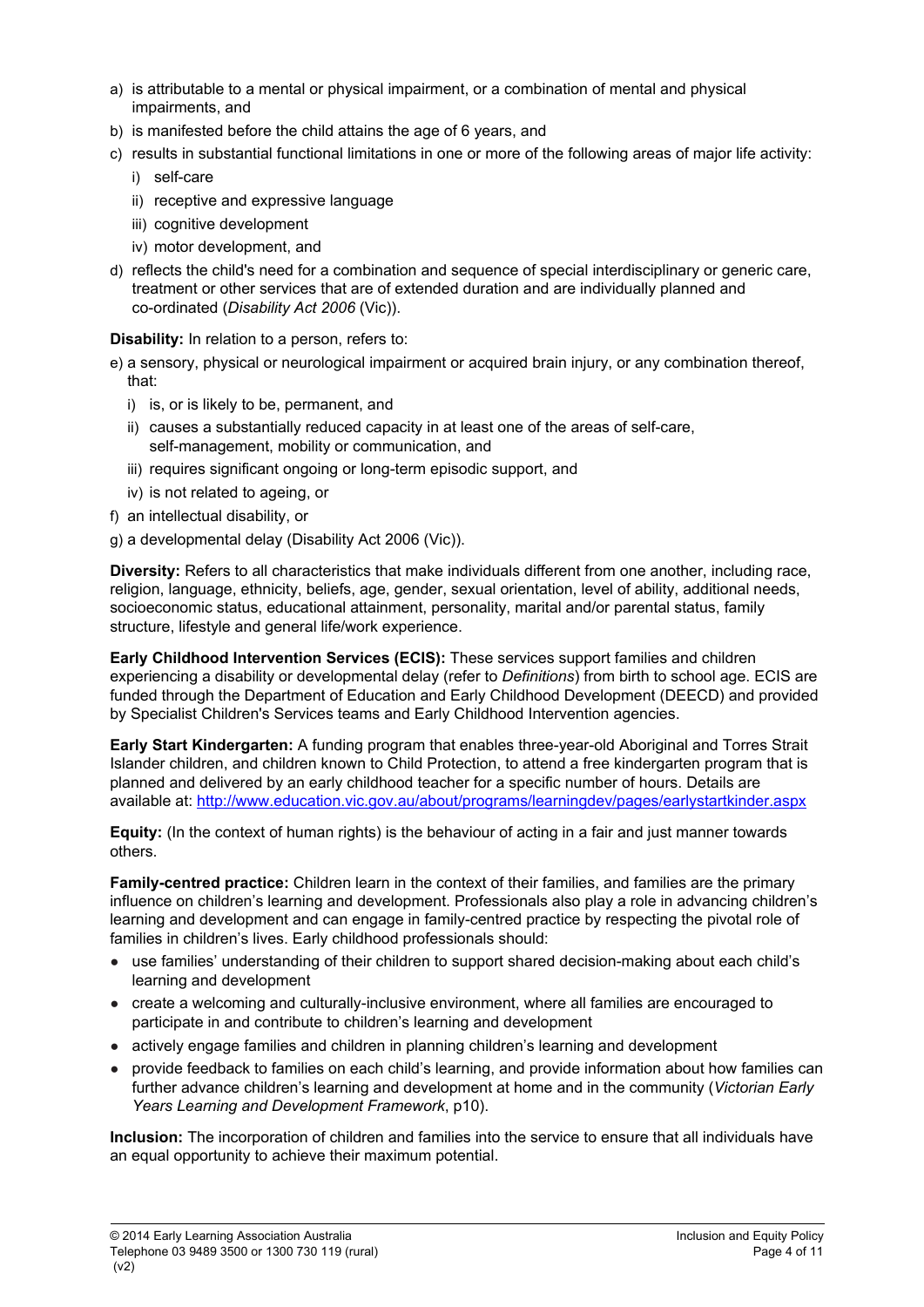a) is attributable to a mental or physical impairment, or a combination of mental and physical impairments, and
b) is manifested before the child attains the age of 6 years, and
c) results in substantial functional limitations in one or more of the following areas of major life activity:
   i) self-care
   ii) receptive and expressive language
   iii) cognitive development
   iv) motor development, and
d) reflects the child's need for a combination and sequence of special interdisciplinary or generic care, treatment or other services that are of extended duration and are individually planned and co-ordinated (*Disability Act 2006* (Vic)).

**Disability:** In relation to a person, refers to:

e) a sensory, physical or neurological impairment or acquired brain injury, or any combination thereof, that:
   i) is, or is likely to be, permanent, and
   ii) causes a substantially reduced capacity in at least one of the areas of self-care, self-management, mobility or communication, and
   iii) requires significant ongoing or long-term episodic support, and
   iv) is not related to ageing, or
f) an intellectual disability, or
g) a developmental delay (Disability Act 2006 (Vic)).

**Diversity:** Refers to all characteristics that make individuals different from one another, including race, religion, language, ethnicity, beliefs, age, gender, sexual orientation, level of ability, additional needs, socioeconomic status, educational attainment, personality, marital and/or parental status, family structure, lifestyle and general life/work experience.

**Early Childhood Intervention Services (ECIS):** These services support families and children experiencing a disability or developmental delay (refer to *Definitions*) from birth to school age. ECIS are funded through the Department of Education and Early Childhood Development (DEECD) and provided by Specialist Children's Services teams and Early Childhood Intervention agencies.

**Early Start Kindergarten:** A funding program that enables three-year-old Aboriginal and Torres Strait Islander children, and children known to Child Protection, to attend a free kindergarten program that is planned and delivered by an early childhood teacher for a specific number of hours. Details are available at: http://www.education.vic.gov.au/about/programs/learningdev/pages/earlystartkinder.aspx

**Equity:** (In the context of human rights) is the behaviour of acting in a fair and just manner towards others.

**Family-centred practice:** Children learn in the context of their families, and families are the primary influence on children's learning and development. Professionals also play a role in advancing children's learning and development and can engage in family-centred practice by respecting the pivotal role of families in children's lives. Early childhood professionals should:

- use families' understanding of their children to support shared decision-making about each child's learning and development
- create a welcoming and culturally-inclusive environment, where all families are encouraged to participate in and contribute to children's learning and development
- actively engage families and children in planning children's learning and development
- provide feedback to families on each child's learning, and provide information about how families can further advance children's learning and development at home and in the community (*Victorian Early Years Learning and Development Framework*, p10).

**Inclusion:** The incorporation of children and families into the service to ensure that all individuals have an equal opportunity to achieve their maximum potential.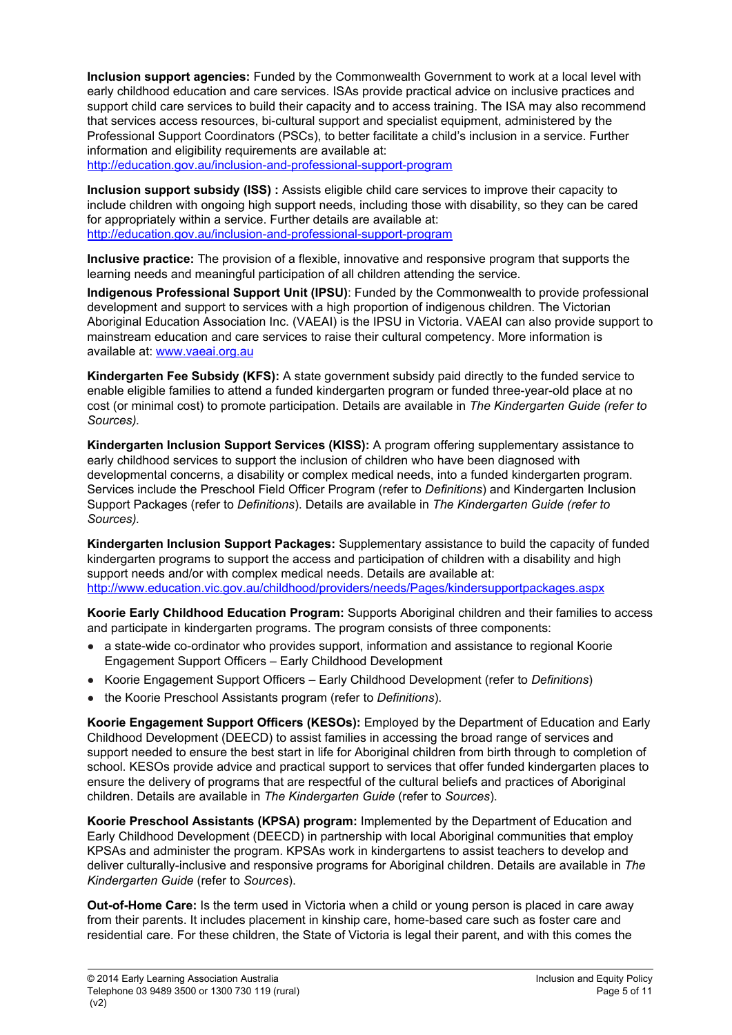**Inclusion support agencies:** Funded by the Commonwealth Government to work at a local level with early childhood education and care services. ISAs provide practical advice on inclusive practices and support child care services to build their capacity and to access training. The ISA may also recommend that services access resources, bi-cultural support and specialist equipment, administered by the Professional Support Coordinators (PSCs), to better facilitate a child's inclusion in a service. Further information and eligibility requirements are available at: http://education.gov.au/inclusion-and-professional-support-program

**Inclusion support subsidy (ISS) :** Assists eligible child care services to improve their capacity to include children with ongoing high support needs, including those with disability, so they can be cared for appropriately within a service. Further details are available at: http://education.gov.au/inclusion-and-professional-support-program

**Inclusive practice:** The provision of a flexible, innovative and responsive program that supports the learning needs and meaningful participation of all children attending the service.

**Indigenous Professional Support Unit (IPSU)**: Funded by the Commonwealth to provide professional development and support to services with a high proportion of indigenous children. The Victorian Aboriginal Education Association Inc. (VAEAI) is the IPSU in Victoria. VAEAI can also provide support to mainstream education and care services to raise their cultural competency. More information is available at: www.vaeai.org.au

**Kindergarten Fee Subsidy (KFS):** A state government subsidy paid directly to the funded service to enable eligible families to attend a funded kindergarten program or funded three-year-old place at no cost (or minimal cost) to promote participation. Details are available in *The Kindergarten Guide (refer to Sources).*

**Kindergarten Inclusion Support Services (KISS):** A program offering supplementary assistance to early childhood services to support the inclusion of children who have been diagnosed with developmental concerns, a disability or complex medical needs, into a funded kindergarten program. Services include the Preschool Field Officer Program (refer to *Definitions*) and Kindergarten Inclusion Support Packages (refer to *Definitions*). Details are available in *The Kindergarten Guide (refer to Sources).*

**Kindergarten Inclusion Support Packages:** Supplementary assistance to build the capacity of funded kindergarten programs to support the access and participation of children with a disability and high support needs and/or with complex medical needs. Details are available at: http://www.education.vic.gov.au/childhood/providers/needs/Pages/kindersupportpackages.aspx

**Koorie Early Childhood Education Program:** Supports Aboriginal children and their families to access and participate in kindergarten programs. The program consists of three components:

- a state-wide co-ordinator who provides support, information and assistance to regional Koorie Engagement Support Officers – Early Childhood Development
- Koorie Engagement Support Officers – Early Childhood Development (refer to *Definitions*)
- the Koorie Preschool Assistants program (refer to *Definitions*).

**Koorie Engagement Support Officers (KESOs):** Employed by the Department of Education and Early Childhood Development (DEECD) to assist families in accessing the broad range of services and support needed to ensure the best start in life for Aboriginal children from birth through to completion of school. KESOs provide advice and practical support to services that offer funded kindergarten places to ensure the delivery of programs that are respectful of the cultural beliefs and practices of Aboriginal children. Details are available in *The Kindergarten Guide* (refer to *Sources*).

**Koorie Preschool Assistants (KPSA) program:** Implemented by the Department of Education and Early Childhood Development (DEECD) in partnership with local Aboriginal communities that employ KPSAs and administer the program. KPSAs work in kindergartens to assist teachers to develop and deliver culturally-inclusive and responsive programs for Aboriginal children. Details are available in *The Kindergarten Guide* (refer to *Sources*).

**Out-of-Home Care:** Is the term used in Victoria when a child or young person is placed in care away from their parents. It includes placement in kinship care, home-based care such as foster care and residential care. For these children, the State of Victoria is legal their parent, and with this comes the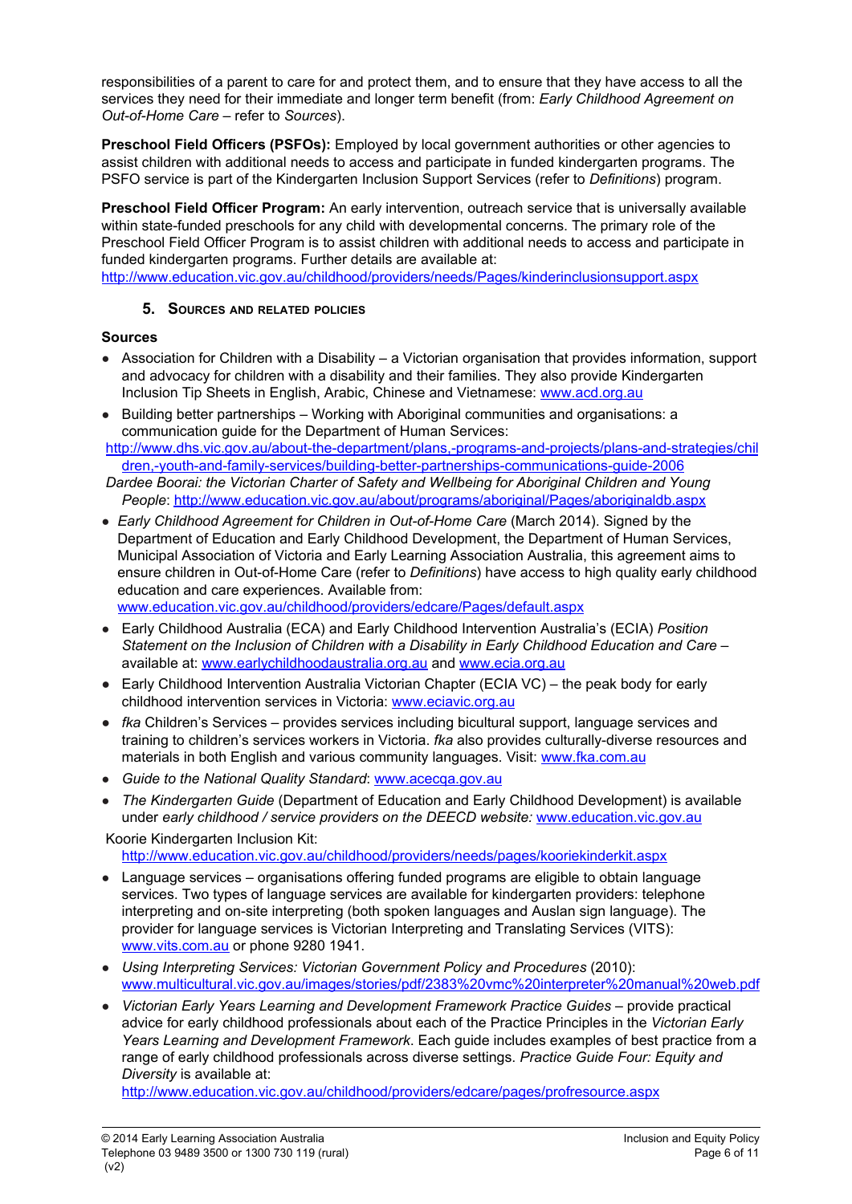responsibilities of a parent to care for and protect them, and to ensure that they have access to all the services they need for their immediate and longer term benefit (from: *Early Childhood Agreement on Out-of-Home Care* – refer to *Sources*).

**Preschool Field Officers (PSFOs):** Employed by local government authorities or other agencies to assist children with additional needs to access and participate in funded kindergarten programs. The PSFO service is part of the Kindergarten Inclusion Support Services (refer to *Definitions*) program.

**Preschool Field Officer Program:** An early intervention, outreach service that is universally available within state-funded preschools for any child with developmental concerns. The primary role of the Preschool Field Officer Program is to assist children with additional needs to access and participate in funded kindergarten programs. Further details are available at: http://www.education.vic.gov.au/childhood/providers/needs/Pages/kinderinclusionsupport.aspx

## 5. Sources and related policies

**Sources**

- Association for Children with a Disability – a Victorian organisation that provides information, support and advocacy for children with a disability and their families. They also provide Kindergarten Inclusion Tip Sheets in English, Arabic, Chinese and Vietnamese: www.acd.org.au
- Building better partnerships – Working with Aboriginal communities and organisations: a communication guide for the Department of Human Services: http://www.dhs.vic.gov.au/about-the-department/plans,-programs-and-projects/plans-and-strategies/children,-youth-and-family-services/building-better-partnerships-communications-guide-2006

  *Dardee Boorai: the Victorian Charter of Safety and Wellbeing for Aboriginal Children and Young People*: http://www.education.vic.gov.au/about/programs/aboriginal/Pages/aboriginaldb.aspx
- *Early Childhood Agreement for Children in Out-of-Home Care* (March 2014). Signed by the Department of Education and Early Childhood Development, the Department of Human Services, Municipal Association of Victoria and Early Learning Association Australia, this agreement aims to ensure children in Out-of-Home Care (refer to *Definitions*) have access to high quality early childhood education and care experiences. Available from: www.education.vic.gov.au/childhood/providers/edcare/Pages/default.aspx
- Early Childhood Australia (ECA) and Early Childhood Intervention Australia's (ECIA) *Position Statement on the Inclusion of Children with a Disability in Early Childhood Education and Care* – available at: www.earlychildhoodaustralia.org.au and www.ecia.org.au
- Early Childhood Intervention Australia Victorian Chapter (ECIA VC) – the peak body for early childhood intervention services in Victoria: www.eciavic.org.au
- *fka* Children's Services – provides services including bicultural support, language services and training to children's services workers in Victoria. *fka* also provides culturally-diverse resources and materials in both English and various community languages. Visit: www.fka.com.au
- *Guide to the National Quality Standard*: www.acecqa.gov.au
- *The Kindergarten Guide* (Department of Education and Early Childhood Development) is available under *early childhood / service providers on the DEECD website:* www.education.vic.gov.au

  Koorie Kindergarten Inclusion Kit: http://www.education.vic.gov.au/childhood/providers/needs/pages/kooriekinderkit.aspx
- Language services – organisations offering funded programs are eligible to obtain language services. Two types of language services are available for kindergarten providers: telephone interpreting and on-site interpreting (both spoken languages and Auslan sign language). The provider for language services is Victorian Interpreting and Translating Services (VITS): www.vits.com.au or phone 9280 1941.
- *Using Interpreting Services: Victorian Government Policy and Procedures* (2010): www.multicultural.vic.gov.au/images/stories/pdf/2383%20vmc%20interpreter%20manual%20web.pdf
- *Victorian Early Years Learning and Development Framework Practice Guides* – provide practical advice for early childhood professionals about each of the Practice Principles in the *Victorian Early Years Learning and Development Framework*. Each guide includes examples of best practice from a range of early childhood professionals across diverse settings. *Practice Guide Four: Equity and Diversity* is available at: http://www.education.vic.gov.au/childhood/providers/edcare/pages/profresource.aspx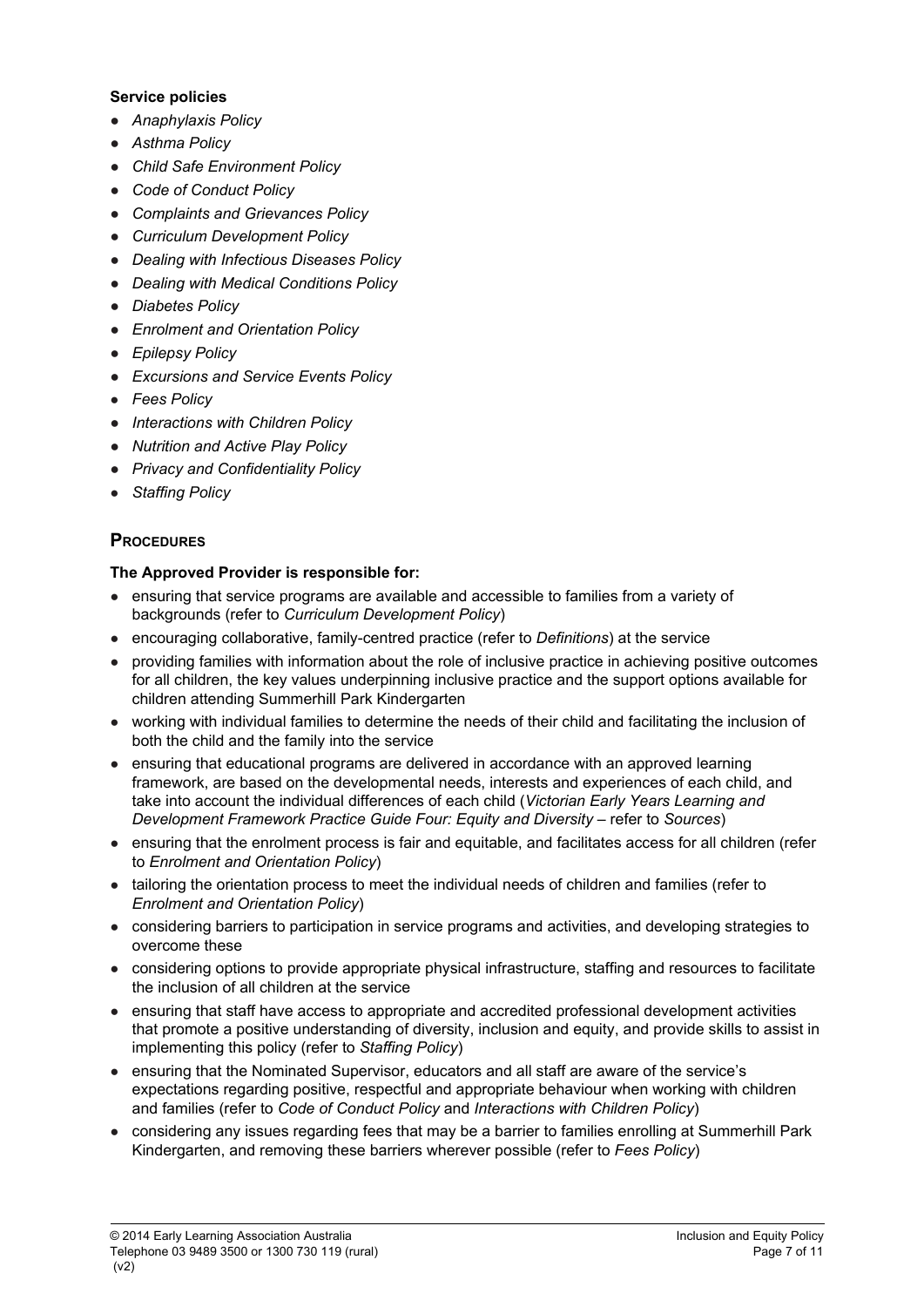**Service policies**

- *Anaphylaxis Policy*
- *Asthma Policy*
- *Child Safe Environment Policy*
- *Code of Conduct Policy*
- *Complaints and Grievances Policy*
- *Curriculum Development Policy*
- *Dealing with Infectious Diseases Policy*
- *Dealing with Medical Conditions Policy*
- *Diabetes Policy*
- *Enrolment and Orientation Policy*
- *Epilepsy Policy*
- *Excursions and Service Events Policy*
- *Fees Policy*
- *Interactions with Children Policy*
- *Nutrition and Active Play Policy*
- *Privacy and Confidentiality Policy*
- *Staffing Policy*

## Procedures

**The Approved Provider is responsible for:**

- ensuring that service programs are available and accessible to families from a variety of backgrounds (refer to *Curriculum Development Policy*)
- encouraging collaborative, family-centred practice (refer to *Definitions*) at the service
- providing families with information about the role of inclusive practice in achieving positive outcomes for all children, the key values underpinning inclusive practice and the support options available for children attending Summerhill Park Kindergarten
- working with individual families to determine the needs of their child and facilitating the inclusion of both the child and the family into the service
- ensuring that educational programs are delivered in accordance with an approved learning framework, are based on the developmental needs, interests and experiences of each child, and take into account the individual differences of each child (*Victorian Early Years Learning and Development Framework Practice Guide Four: Equity and Diversity* – refer to *Sources*)
- ensuring that the enrolment process is fair and equitable, and facilitates access for all children (refer to *Enrolment and Orientation Policy*)
- tailoring the orientation process to meet the individual needs of children and families (refer to *Enrolment and Orientation Policy*)
- considering barriers to participation in service programs and activities, and developing strategies to overcome these
- considering options to provide appropriate physical infrastructure, staffing and resources to facilitate the inclusion of all children at the service
- ensuring that staff have access to appropriate and accredited professional development activities that promote a positive understanding of diversity, inclusion and equity, and provide skills to assist in implementing this policy (refer to *Staffing Policy*)
- ensuring that the Nominated Supervisor, educators and all staff are aware of the service's expectations regarding positive, respectful and appropriate behaviour when working with children and families (refer to *Code of Conduct Policy* and *Interactions with Children Policy*)
- considering any issues regarding fees that may be a barrier to families enrolling at Summerhill Park Kindergarten, and removing these barriers wherever possible (refer to *Fees Policy*)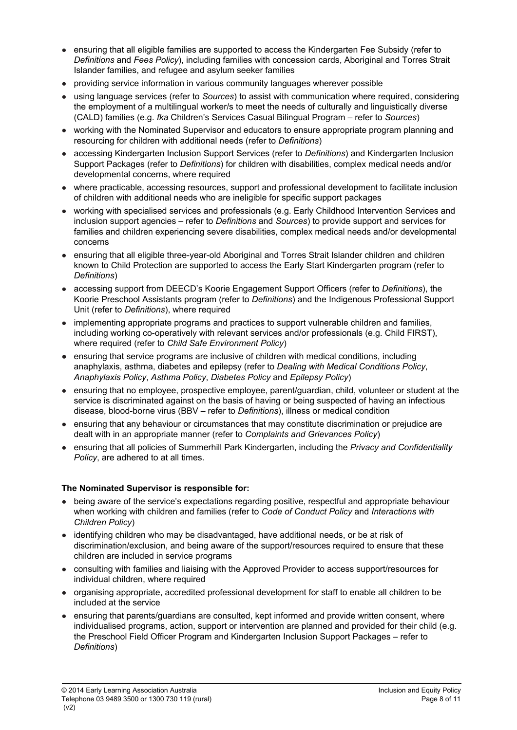- ensuring that all eligible families are supported to access the Kindergarten Fee Subsidy (refer to *Definitions* and *Fees Policy*), including families with concession cards, Aboriginal and Torres Strait Islander families, and refugee and asylum seeker families
- providing service information in various community languages wherever possible
- using language services (refer to *Sources*) to assist with communication where required, considering the employment of a multilingual worker/s to meet the needs of culturally and linguistically diverse (CALD) families (e.g. *fka* Children's Services Casual Bilingual Program – refer to *Sources*)
- working with the Nominated Supervisor and educators to ensure appropriate program planning and resourcing for children with additional needs (refer to *Definitions*)
- accessing Kindergarten Inclusion Support Services (refer to *Definitions*) and Kindergarten Inclusion Support Packages (refer to *Definitions*) for children with disabilities, complex medical needs and/or developmental concerns, where required
- where practicable, accessing resources, support and professional development to facilitate inclusion of children with additional needs who are ineligible for specific support packages
- working with specialised services and professionals (e.g. Early Childhood Intervention Services and inclusion support agencies – refer to *Definitions* and *Sources*) to provide support and services for families and children experiencing severe disabilities, complex medical needs and/or developmental concerns
- ensuring that all eligible three-year-old Aboriginal and Torres Strait Islander children and children known to Child Protection are supported to access the Early Start Kindergarten program (refer to *Definitions*)
- accessing support from DEECD's Koorie Engagement Support Officers (refer to *Definitions*), the Koorie Preschool Assistants program (refer to *Definitions*) and the Indigenous Professional Support Unit (refer to *Definitions*), where required
- implementing appropriate programs and practices to support vulnerable children and families, including working co-operatively with relevant services and/or professionals (e.g. Child FIRST), where required (refer to *Child Safe Environment Policy*)
- ensuring that service programs are inclusive of children with medical conditions, including anaphylaxis, asthma, diabetes and epilepsy (refer to *Dealing with Medical Conditions Policy*, *Anaphylaxis Policy*, *Asthma Policy*, *Diabetes Policy* and *Epilepsy Policy*)
- ensuring that no employee, prospective employee, parent/guardian, child, volunteer or student at the service is discriminated against on the basis of having or being suspected of having an infectious disease, blood-borne virus (BBV – refer to *Definitions*), illness or medical condition
- ensuring that any behaviour or circumstances that may constitute discrimination or prejudice are dealt with in an appropriate manner (refer to *Complaints and Grievances Policy*)
- ensuring that all policies of Summerhill Park Kindergarten, including the *Privacy and Confidentiality Policy*, are adhered to at all times.

**The Nominated Supervisor is responsible for:**

- being aware of the service's expectations regarding positive, respectful and appropriate behaviour when working with children and families (refer to *Code of Conduct Policy* and *Interactions with Children Policy*)
- identifying children who may be disadvantaged, have additional needs, or be at risk of discrimination/exclusion, and being aware of the support/resources required to ensure that these children are included in service programs
- consulting with families and liaising with the Approved Provider to access support/resources for individual children, where required
- organising appropriate, accredited professional development for staff to enable all children to be included at the service
- ensuring that parents/guardians are consulted, kept informed and provide written consent, where individualised programs, action, support or intervention are planned and provided for their child (e.g. the Preschool Field Officer Program and Kindergarten Inclusion Support Packages – refer to *Definitions*)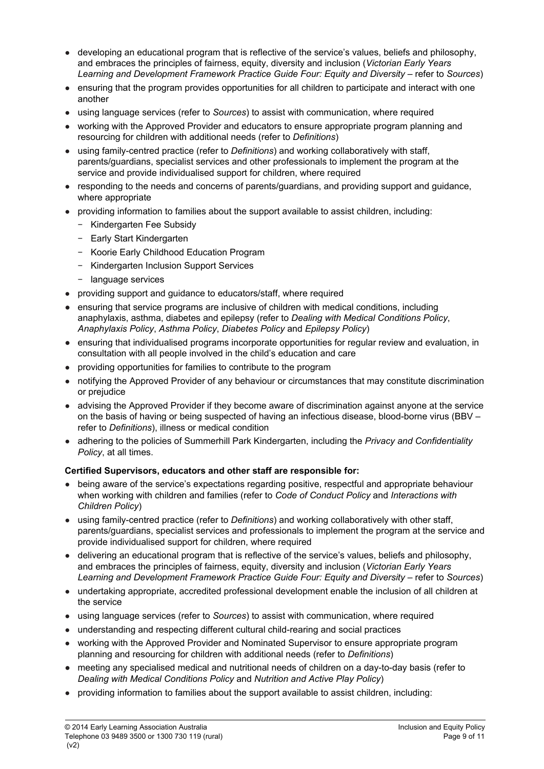- developing an educational program that is reflective of the service's values, beliefs and philosophy, and embraces the principles of fairness, equity, diversity and inclusion (*Victorian Early Years Learning and Development Framework Practice Guide Four: Equity and Diversity* – refer to *Sources*)
- ensuring that the program provides opportunities for all children to participate and interact with one another
- using language services (refer to *Sources*) to assist with communication, where required
- working with the Approved Provider and educators to ensure appropriate program planning and resourcing for children with additional needs (refer to *Definitions*)
- using family-centred practice (refer to *Definitions*) and working collaboratively with staff, parents/guardians, specialist services and other professionals to implement the program at the service and provide individualised support for children, where required
- responding to the needs and concerns of parents/guardians, and providing support and guidance, where appropriate
- providing information to families about the support available to assist children, including:
  - Kindergarten Fee Subsidy
  - Early Start Kindergarten
  - Koorie Early Childhood Education Program
  - Kindergarten Inclusion Support Services
  - language services
- providing support and guidance to educators/staff, where required
- ensuring that service programs are inclusive of children with medical conditions, including anaphylaxis, asthma, diabetes and epilepsy (refer to *Dealing with Medical Conditions Policy*, *Anaphylaxis Policy*, *Asthma Policy*, *Diabetes Policy* and *Epilepsy Policy*)
- ensuring that individualised programs incorporate opportunities for regular review and evaluation, in consultation with all people involved in the child's education and care
- providing opportunities for families to contribute to the program
- notifying the Approved Provider of any behaviour or circumstances that may constitute discrimination or prejudice
- advising the Approved Provider if they become aware of discrimination against anyone at the service on the basis of having or being suspected of having an infectious disease, blood-borne virus (BBV – refer to *Definitions*), illness or medical condition
- adhering to the policies of Summerhill Park Kindergarten, including the *Privacy and Confidentiality Policy*, at all times.

**Certified Supervisors, educators and other staff are responsible for:**

- being aware of the service's expectations regarding positive, respectful and appropriate behaviour when working with children and families (refer to *Code of Conduct Policy* and *Interactions with Children Policy*)
- using family-centred practice (refer to *Definitions*) and working collaboratively with other staff, parents/guardians, specialist services and professionals to implement the program at the service and provide individualised support for children, where required
- delivering an educational program that is reflective of the service's values, beliefs and philosophy, and embraces the principles of fairness, equity, diversity and inclusion (*Victorian Early Years Learning and Development Framework Practice Guide Four: Equity and Diversity* – refer to *Sources*)
- undertaking appropriate, accredited professional development enable the inclusion of all children at the service
- using language services (refer to *Sources*) to assist with communication, where required
- understanding and respecting different cultural child-rearing and social practices
- working with the Approved Provider and Nominated Supervisor to ensure appropriate program planning and resourcing for children with additional needs (refer to *Definitions*)
- meeting any specialised medical and nutritional needs of children on a day-to-day basis (refer to *Dealing with Medical Conditions Policy* and *Nutrition and Active Play Policy*)
- providing information to families about the support available to assist children, including: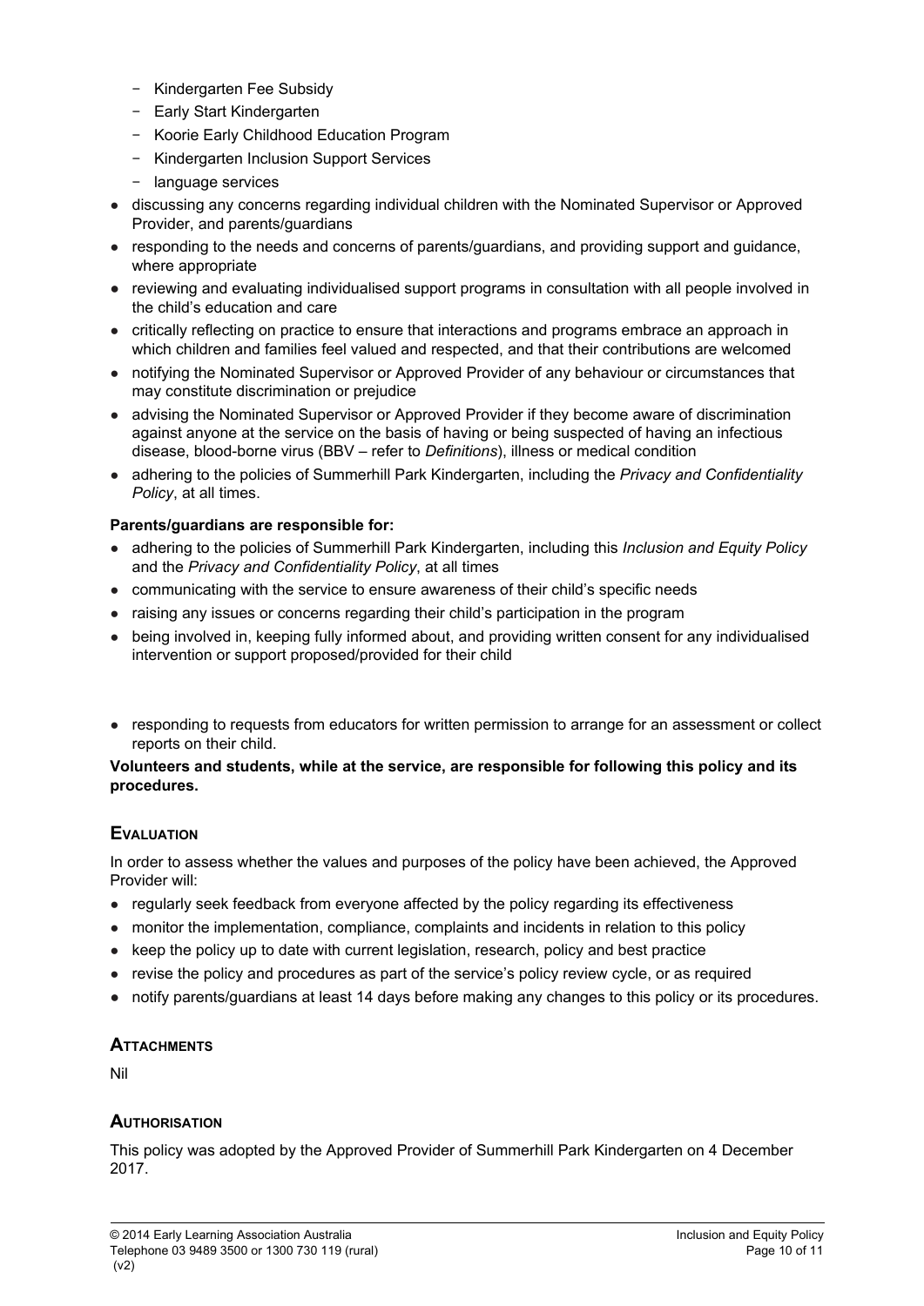- Kindergarten Fee Subsidy
  - Early Start Kindergarten
  - Koorie Early Childhood Education Program
  - Kindergarten Inclusion Support Services
  - language services
- discussing any concerns regarding individual children with the Nominated Supervisor or Approved Provider, and parents/guardians
- responding to the needs and concerns of parents/guardians, and providing support and guidance, where appropriate
- reviewing and evaluating individualised support programs in consultation with all people involved in the child's education and care
- critically reflecting on practice to ensure that interactions and programs embrace an approach in which children and families feel valued and respected, and that their contributions are welcomed
- notifying the Nominated Supervisor or Approved Provider of any behaviour or circumstances that may constitute discrimination or prejudice
- advising the Nominated Supervisor or Approved Provider if they become aware of discrimination against anyone at the service on the basis of having or being suspected of having an infectious disease, blood-borne virus (BBV – refer to *Definitions*), illness or medical condition
- adhering to the policies of Summerhill Park Kindergarten, including the *Privacy and Confidentiality Policy*, at all times.

**Parents/guardians are responsible for:**

- adhering to the policies of Summerhill Park Kindergarten, including this *Inclusion and Equity Policy* and the *Privacy and Confidentiality Policy*, at all times
- communicating with the service to ensure awareness of their child's specific needs
- raising any issues or concerns regarding their child's participation in the program
- being involved in, keeping fully informed about, and providing written consent for any individualised intervention or support proposed/provided for their child
- responding to requests from educators for written permission to arrange for an assessment or collect reports on their child.

**Volunteers and students, while at the service, are responsible for following this policy and its procedures.**

## Evaluation

In order to assess whether the values and purposes of the policy have been achieved, the Approved Provider will:

- regularly seek feedback from everyone affected by the policy regarding its effectiveness
- monitor the implementation, compliance, complaints and incidents in relation to this policy
- keep the policy up to date with current legislation, research, policy and best practice
- revise the policy and procedures as part of the service's policy review cycle, or as required
- notify parents/guardians at least 14 days before making any changes to this policy or its procedures.

## Attachments

Nil

## Authorisation

This policy was adopted by the Approved Provider of Summerhill Park Kindergarten on 4 December 2017.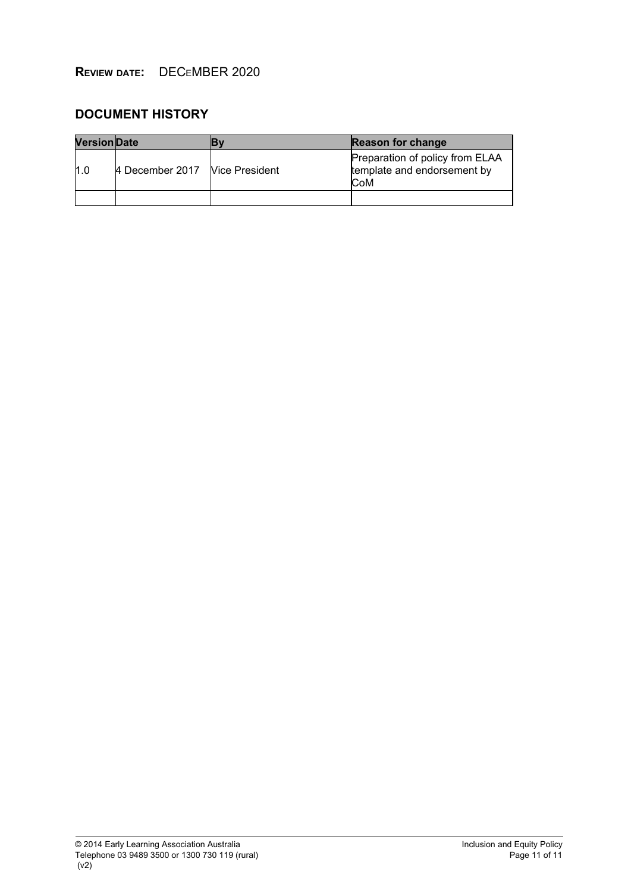**REVIEW DATE:** DECEMBER 2020

## DOCUMENT HISTORY

| Version | Date | By | Reason for change |
|---|---|---|---|
| 1.0 | 4 December 2017 | Vice President | Preparation of policy from ELAA template and endorsement by CoM |
| | | | |